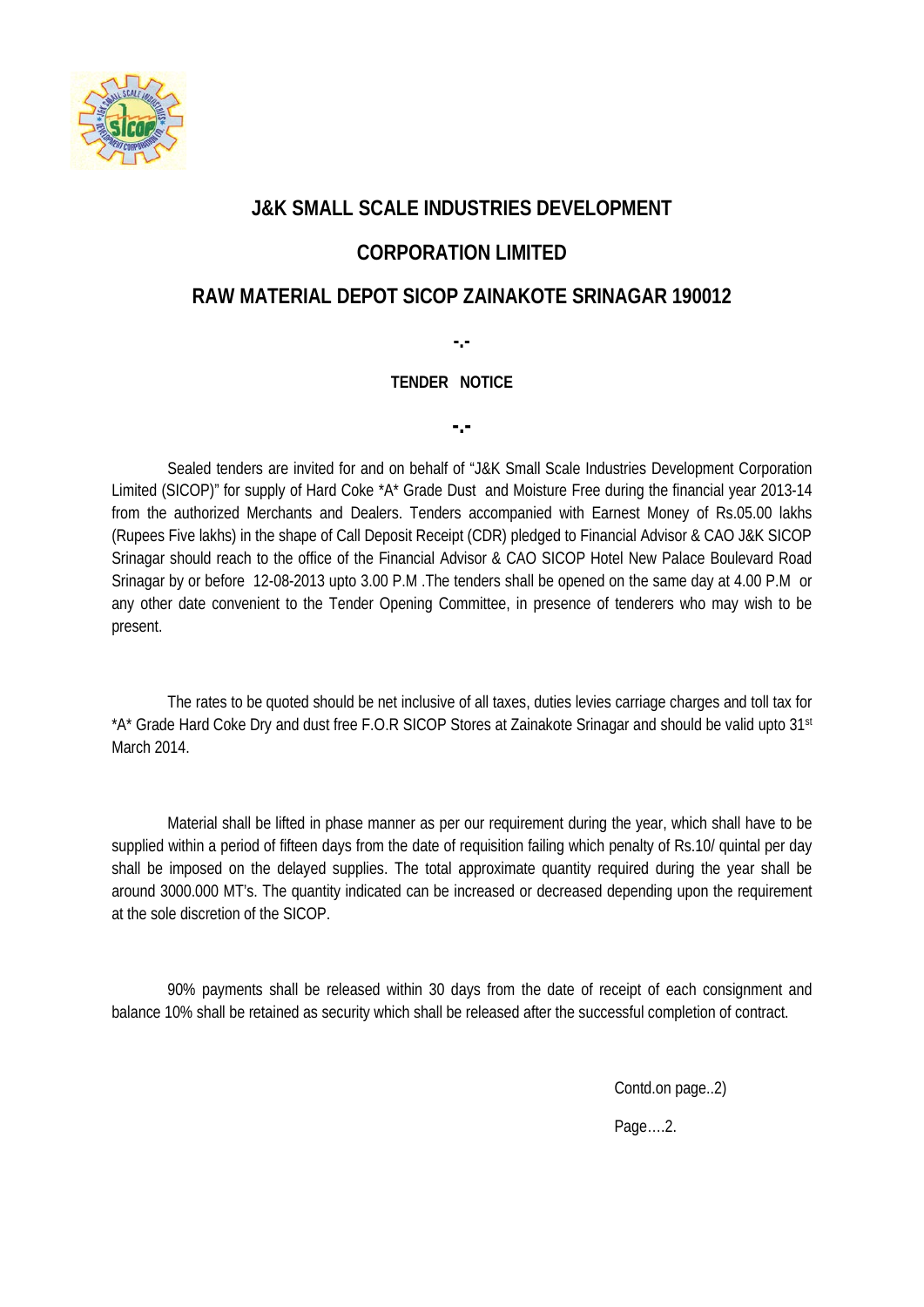# J&K SMALL SCALE INDUSTRIES DEVELOPMENT

# CORPORATION LIMITED

## RAW MATERIAL DEPOT SICOP ZAINAKOTE SRINAGAR 190012

-.-

**TENDER NOTICE**

-.-

Sealed tenders are invited for and on behalf of "J&K Small Scale Industries Development Corporation Limited (SICOP)" for supply of Hard Coke *A* Grade Dust and Moisture Free during the financial year 2013-14 from the authorized Merchants and Dealers. Tenders accompanied with Earnest Money of Rs.05.00 lakhs (Rupees Five lakhs) in the shape of Call Deposit Receipt (CDR) pledged to Financial Advisor & CAO J&K SICOP Srinagar should reach to the office of the Financial Advisor & CAO SICOP Hotel New Palace Boulevard Road Srinagar by or before 12-08-2013 upto 3.00 P.M .The tenders shall be opened on the same day at 4.00 P.M or any other date convenient to the Tender Opening Committee, in presence of tenderers who may wish to be present.

The rates to be quoted should be net inclusive of all taxes, duties levies carriage charges and toll tax for *A* Grade Hard Coke Dry and dust free F.O.R SICOP Stores at Zainakote Srinagar and should be valid upto 31st March 2014.

Material shall be lifted in phase manner as per our requirement during the year, which shall have to be supplied within a period of fifteen days from the date of requisition failing which penalty of Rs.10/ quintal per day shall be imposed on the delayed supplies. The total approximate quantity required during the year shall be around 3000.000 MT's. The quantity indicated can be increased or decreased depending upon the requirement at the sole discretion of the SICOP.

90% payments shall be released within 30 days from the date of receipt of each consignment and balance 10% shall be retained as security which shall be released after the successful completion of contract.

Contd.on page..2)

Page….2.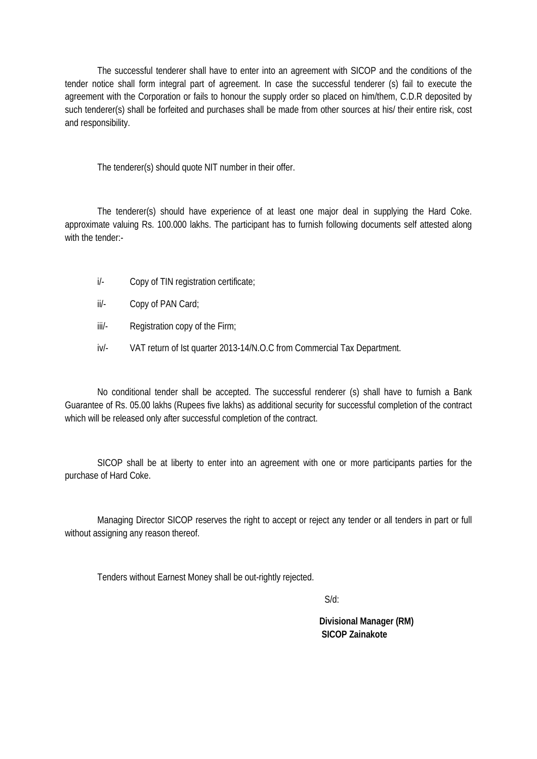The successful tenderer shall have to enter into an agreement with SICOP and the conditions of the tender notice shall form integral part of agreement. In case the successful tenderer (s) fail to execute the agreement with the Corporation or fails to honour the supply order so placed on him/them, C.D.R deposited by such tenderer(s) shall be forfeited and purchases shall be made from other sources at his/ their entire risk, cost and responsibility.

The tenderer(s) should quote NIT number in their offer.

The tenderer(s) should have experience of at least one major deal in supplying the Hard Coke. approximate valuing Rs. 100.000 lakhs. The participant has to furnish following documents self attested along with the tender:-

i/- Copy of TIN registration certificate;

ii/- Copy of PAN Card;

iii/- Registration copy of the Firm;

iv/- VAT return of Ist quarter 2013-14/N.O.C from Commercial Tax Department.

No conditional tender shall be accepted. The successful renderer (s) shall have to furnish a Bank Guarantee of Rs. 05.00 lakhs (Rupees five lakhs) as additional security for successful completion of the contract which will be released only after successful completion of the contract.

SICOP shall be at liberty to enter into an agreement with one or more participants parties for the purchase of Hard Coke.

Managing Director SICOP reserves the right to accept or reject any tender or all tenders in part or full without assigning any reason thereof.

Tenders without Earnest Money shall be out-rightly rejected.

S/d:

**Divisional Manager (RM)**
**SICOP Zainakote**